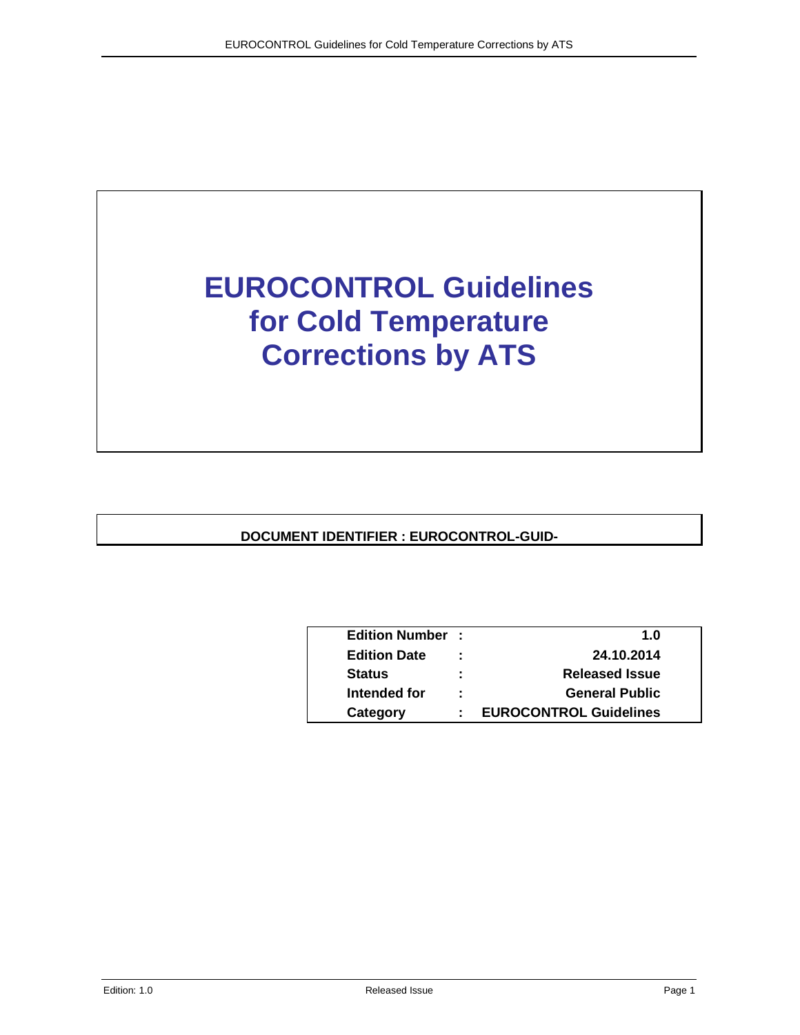# EUROCONTROL Guidelines for Cold Temperature Corrections by ATS

**DOCUMENT IDENTIFIER : EUROCONTROL-GUID-**

| | | |
|---|---|---|
| **Edition Number** | **:** | **1.0** |
| **Edition Date** | **:** | **24.10.2014** |
| **Status** | **:** | **Released Issue** |
| **Intended for** | **:** | **General Public** |
| **Category** | **:** | **EUROCONTROL Guidelines** |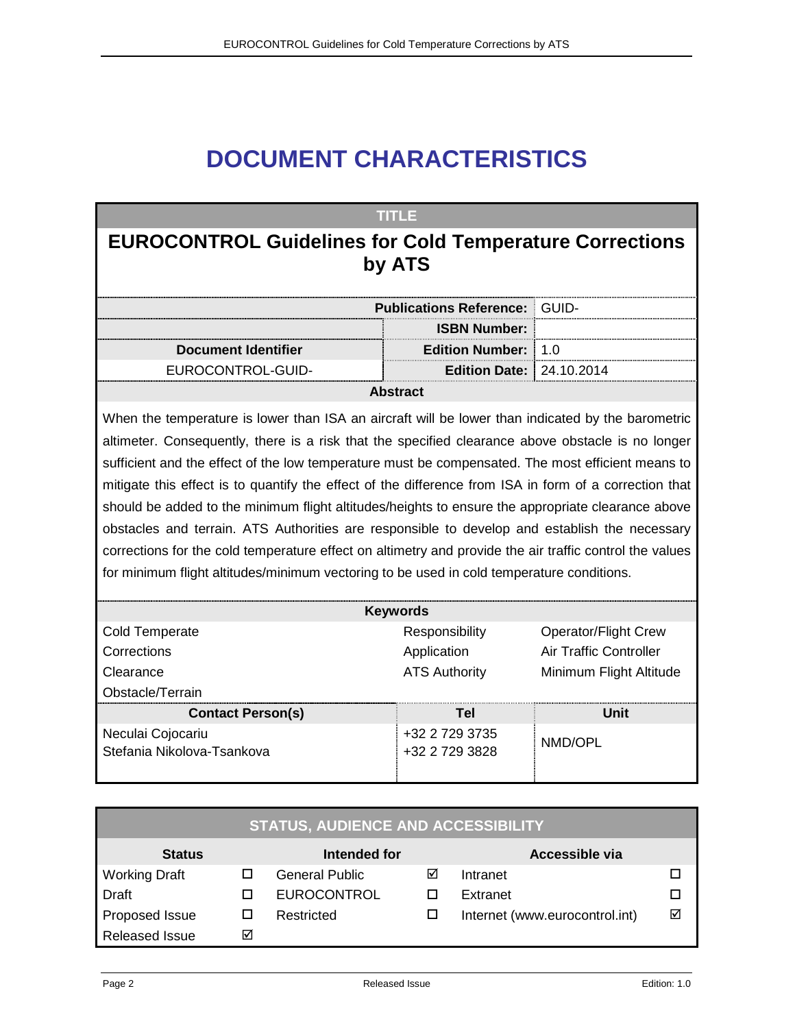# DOCUMENT CHARACTERISTICS

| TITLE | | |
|---|---|---|
| **EUROCONTROL Guidelines for Cold Temperature Corrections by ATS** | | |
| | **Publications Reference:** | GUID- |
| | **ISBN Number:** | |
| **Document Identifier** | **Edition Number:** | 1.0 |
| EUROCONTROL-GUID- | **Edition Date:** | 24.10.2014 |

**Abstract**

When the temperature is lower than ISA an aircraft will be lower than indicated by the barometric altimeter. Consequently, there is a risk that the specified clearance above obstacle is no longer sufficient and the effect of the low temperature must be compensated. The most efficient means to mitigate this effect is to quantify the effect of the difference from ISA in form of a correction that should be added to the minimum flight altitudes/heights to ensure the appropriate clearance above obstacles and terrain. ATS Authorities are responsible to develop and establish the necessary corrections for the cold temperature effect on altimetry and provide the air traffic control the values for minimum flight altitudes/minimum vectoring to be used in cold temperature conditions.

**Keywords**

| | | |
|---|---|---|
| Cold Temperate | Responsibility | Operator/Flight Crew |
| Corrections | Application | Air Traffic Controller |
| Clearance | ATS Authority | Minimum Flight Altitude |
| Obstacle/Terrain | | |

| Contact Person(s) | Tel | Unit |
|---|---|---|
| Neculai Cojocariu<br>Stefania Nikolova-Tsankova | +32 2 729 3735<br>+32 2 729 3828 | NMD/OPL |

**STATUS, AUDIENCE AND ACCESSIBILITY**

| Status | | Intended for | | Accessible via | |
|---|---|---|---|---|---|
| Working Draft | ☐ | General Public | ☑ | Intranet | ☐ |
| Draft | ☐ | EUROCONTROL | ☐ | Extranet | ☐ |
| Proposed Issue | ☐ | Restricted | ☐ | Internet (www.eurocontrol.int) | ☑ |
| Released Issue | ☑ | | | | |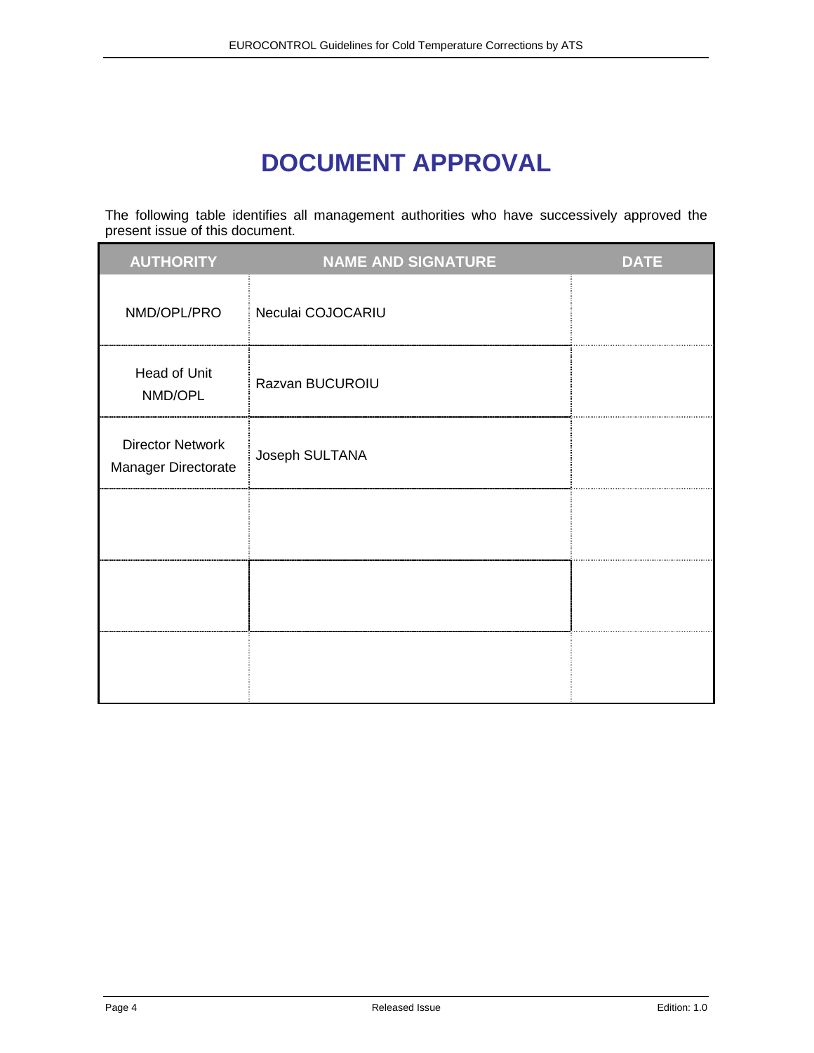# DOCUMENT APPROVAL

The following table identifies all management authorities who have successively approved the present issue of this document.

| AUTHORITY | NAME AND SIGNATURE | DATE |
|---|---|---|
| NMD/OPL/PRO | Neculai COJOCARIU | |
| Head of Unit NMD/OPL | Razvan BUCUROIU | |
| Director Network Manager Directorate | Joseph SULTANA | |
| | | |
| | | |
| | | |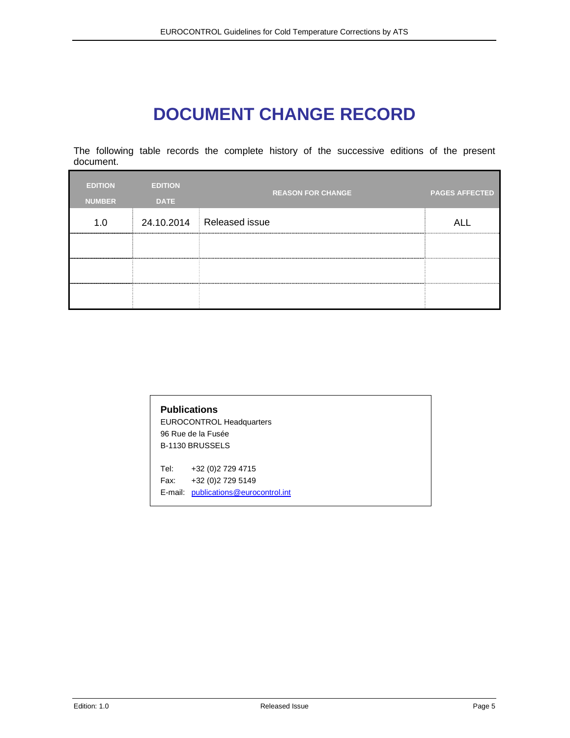# DOCUMENT CHANGE RECORD

The following table records the complete history of the successive editions of the present document.

| EDITION NUMBER | EDITION DATE | REASON FOR CHANGE | PAGES AFFECTED |
|---|---|---|---|
| 1.0 | 24.10.2014 | Released issue | ALL |
| | | | |
| | | | |
| | | | |

**Publications**
EUROCONTROL Headquarters
96 Rue de la Fusée
B-1130 BRUSSELS

Tel: +32 (0)2 729 4715
Fax: +32 (0)2 729 5149
E-mail: publications@eurocontrol.int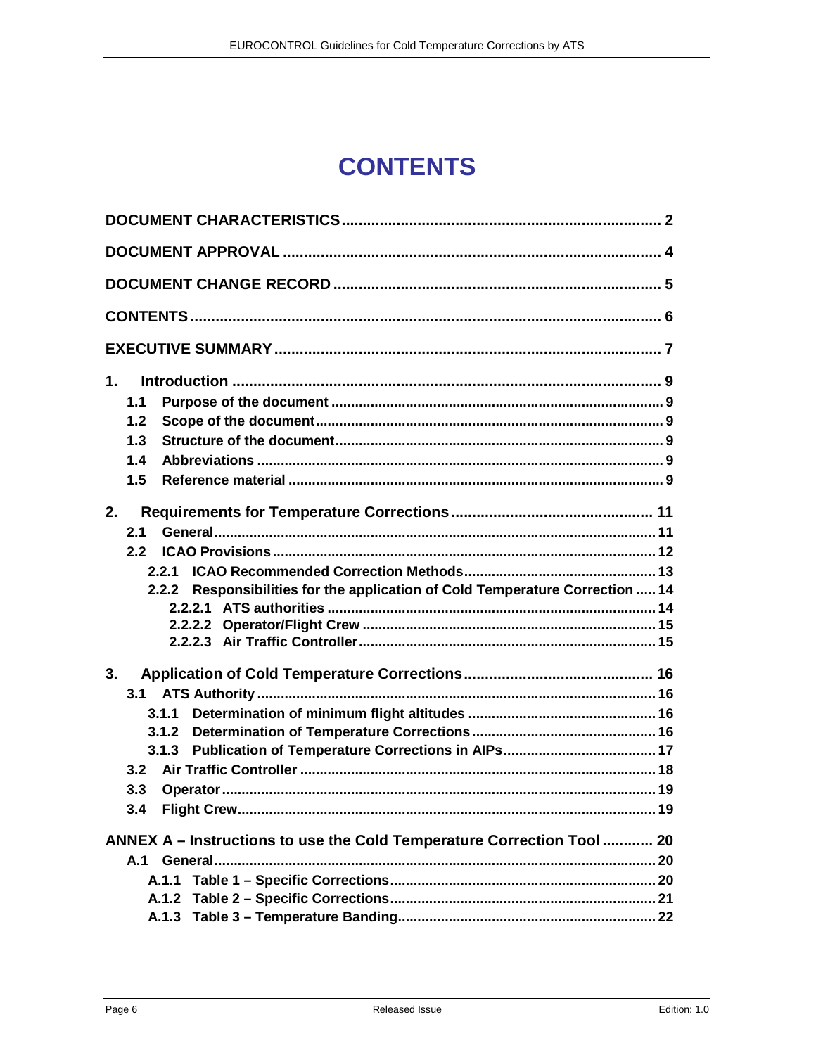# CONTENTS

**DOCUMENT CHARACTERISTICS** ........................................................................ 2

**DOCUMENT APPROVAL** ..................................................................................... 4

**DOCUMENT CHANGE RECORD** ........................................................................ 5

**CONTENTS** ........................................................................................................... 6

**EXECUTIVE SUMMARY** ..................................................................................... 7

**1. Introduction** ...................................................................................................... 9
- **1.1 Purpose of the document** ............................................................................ 9
- **1.2 Scope of the document** ................................................................................ 9
- **1.3 Structure of the document** ........................................................................... 9
- **1.4 Abbreviations** ............................................................................................... 9
- **1.5 Reference material** ...................................................................................... 9

**2. Requirements for Temperature Corrections** ................................................ 11
- **2.1 General** ....................................................................................................... 11
- **2.2 ICAO Provisions** ......................................................................................... 12
  - **2.2.1 ICAO Recommended Correction Methods** ............................................. 13
  - **2.2.2 Responsibilities for the application of Cold Temperature Correction** ..... 14
    - **2.2.2.1 ATS authorities** ................................................................................ 14
    - **2.2.2.2 Operator/Flight Crew** ....................................................................... 15
    - **2.2.2.3 Air Traffic Controller** ....................................................................... 15

**3. Application of Cold Temperature Corrections** .............................................. 16
- **3.1 ATS Authority** ............................................................................................. 16
  - **3.1.1 Determination of minimum flight altitudes** .............................................. 16
  - **3.1.2 Determination of Temperature Corrections** ............................................ 16
  - **3.1.3 Publication of Temperature Corrections in AIPs** .................................... 17
- **3.2 Air Traffic Controller** ................................................................................... 18
- **3.3 Operator** ..................................................................................................... 19
- **3.4 Flight Crew** ................................................................................................. 19

**ANNEX A – Instructions to use the Cold Temperature Correction Tool** ........... 20
- **A.1 General** ...................................................................................................... 20
  - **A.1.1 Table 1 – Specific Corrections** ............................................................... 20
  - **A.1.2 Table 2 – Specific Corrections** ............................................................... 21
  - **A.1.3 Table 3 – Temperature Banding** ............................................................ 22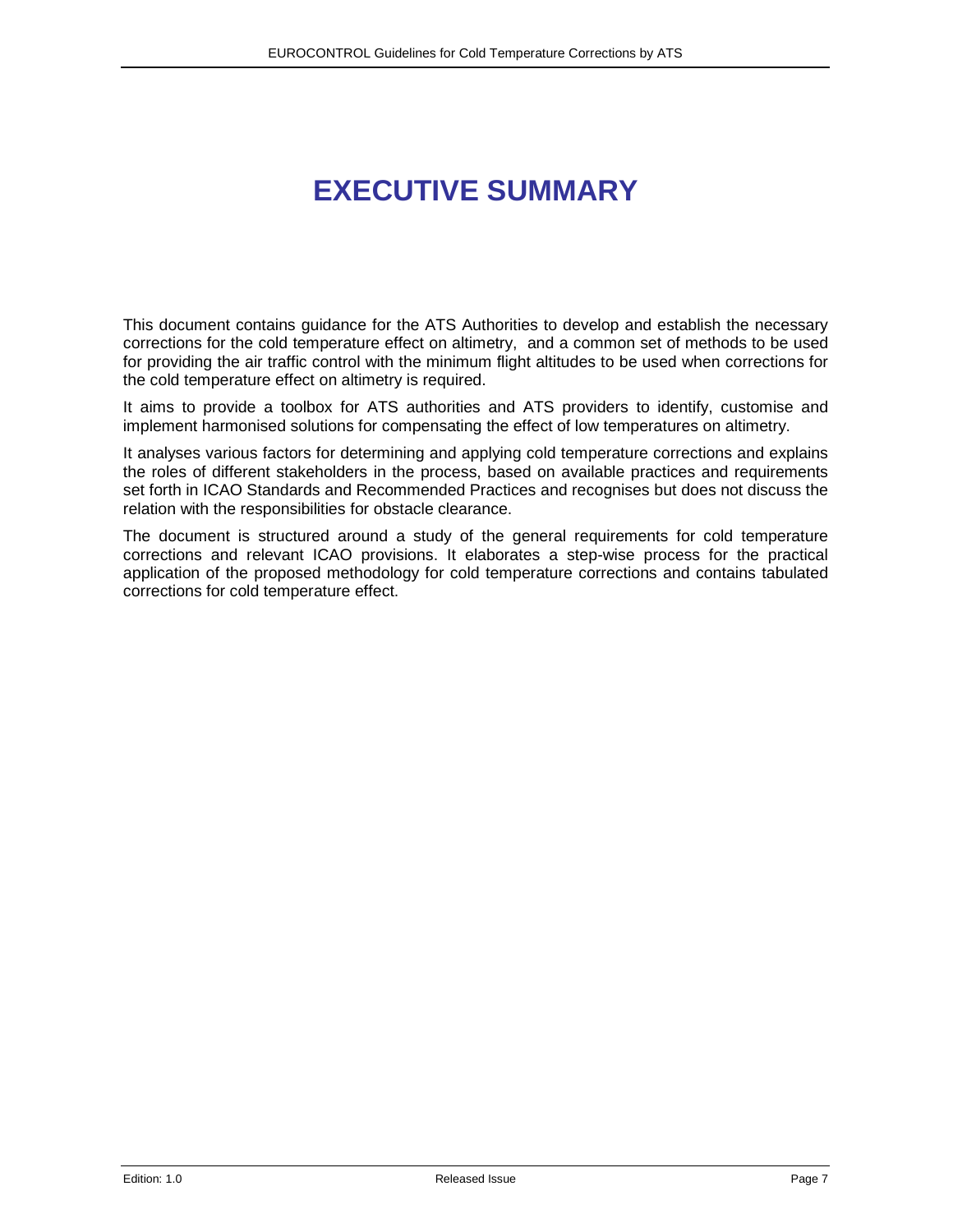# EXECUTIVE SUMMARY

This document contains guidance for the ATS Authorities to develop and establish the necessary corrections for the cold temperature effect on altimetry, and a common set of methods to be used for providing the air traffic control with the minimum flight altitudes to be used when corrections for the cold temperature effect on altimetry is required.

It aims to provide a toolbox for ATS authorities and ATS providers to identify, customise and implement harmonised solutions for compensating the effect of low temperatures on altimetry.

It analyses various factors for determining and applying cold temperature corrections and explains the roles of different stakeholders in the process, based on available practices and requirements set forth in ICAO Standards and Recommended Practices and recognises but does not discuss the relation with the responsibilities for obstacle clearance.

The document is structured around a study of the general requirements for cold temperature corrections and relevant ICAO provisions. It elaborates a step-wise process for the practical application of the proposed methodology for cold temperature corrections and contains tabulated corrections for cold temperature effect.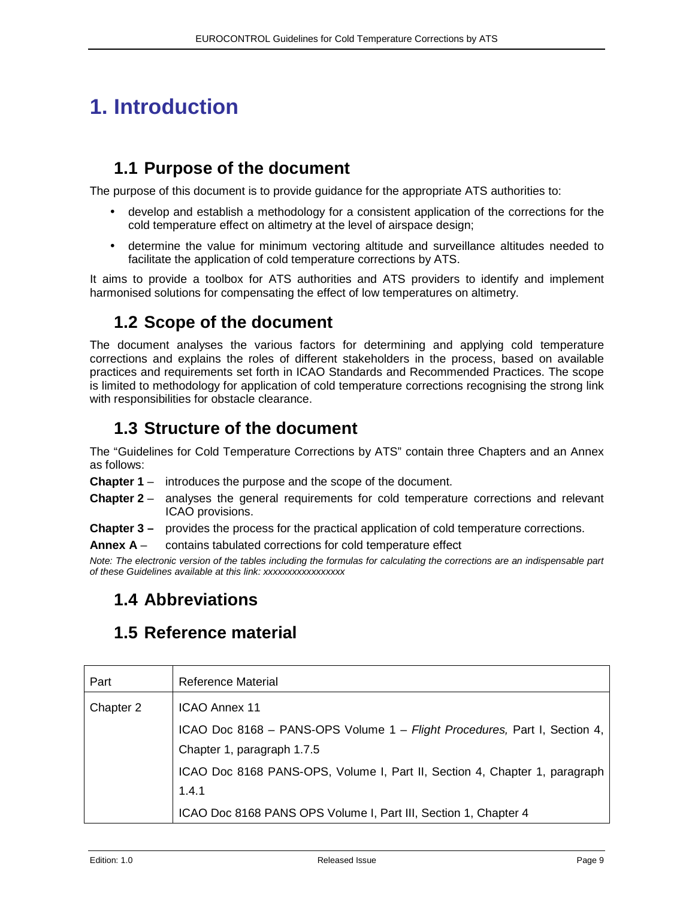# 1. Introduction

## 1.1 Purpose of the document

The purpose of this document is to provide guidance for the appropriate ATS authorities to:

- develop and establish a methodology for a consistent application of the corrections for the cold temperature effect on altimetry at the level of airspace design;
- determine the value for minimum vectoring altitude and surveillance altitudes needed to facilitate the application of cold temperature corrections by ATS.

It aims to provide a toolbox for ATS authorities and ATS providers to identify and implement harmonised solutions for compensating the effect of low temperatures on altimetry.

## 1.2 Scope of the document

The document analyses the various factors for determining and applying cold temperature corrections and explains the roles of different stakeholders in the process, based on available practices and requirements set forth in ICAO Standards and Recommended Practices. The scope is limited to methodology for application of cold temperature corrections recognising the strong link with responsibilities for obstacle clearance.

## 1.3 Structure of the document

The "Guidelines for Cold Temperature Corrections by ATS" contain three Chapters and an Annex as follows:

**Chapter 1** – introduces the purpose and the scope of the document.

**Chapter 2** – analyses the general requirements for cold temperature corrections and relevant ICAO provisions.

**Chapter 3 –** provides the process for the practical application of cold temperature corrections.

**Annex A** – contains tabulated corrections for cold temperature effect

*Note: The electronic version of the tables including the formulas for calculating the corrections are an indispensable part of these Guidelines available at this link: xxxxxxxxxxxxxxxx*

## 1.4 Abbreviations

## 1.5 Reference material

| Part | Reference Material |
|---|---|
| Chapter 2 | ICAO Annex 11<br>ICAO Doc 8168 – PANS-OPS Volume 1 – *Flight Procedures,* Part I, Section 4, Chapter 1, paragraph 1.7.5<br>ICAO Doc 8168 PANS-OPS, Volume I, Part II, Section 4, Chapter 1, paragraph 1.4.1<br>ICAO Doc 8168 PANS OPS Volume I, Part III, Section 1, Chapter 4 |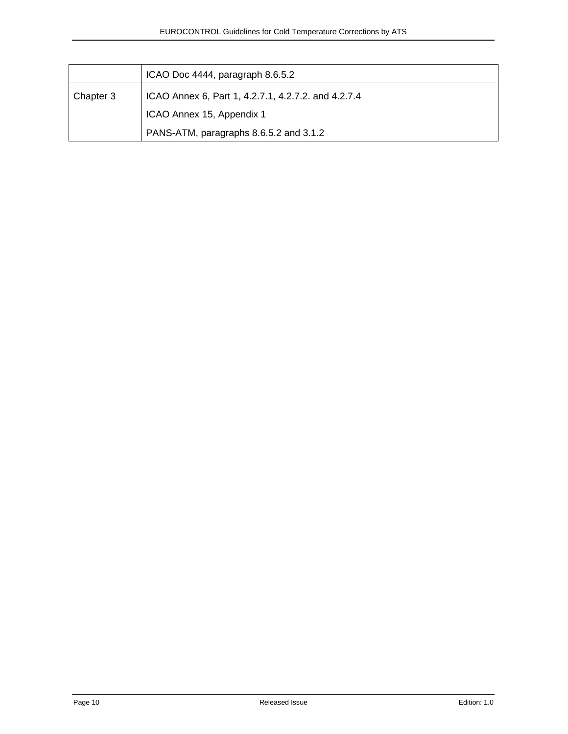| | |
|---|---|
| | ICAO Doc 4444, paragraph 8.6.5.2 |
| Chapter 3 | ICAO Annex 6, Part 1, 4.2.7.1, 4.2.7.2. and 4.2.7.4<br>ICAO Annex 15, Appendix 1<br>PANS-ATM, paragraphs 8.6.5.2 and 3.1.2 |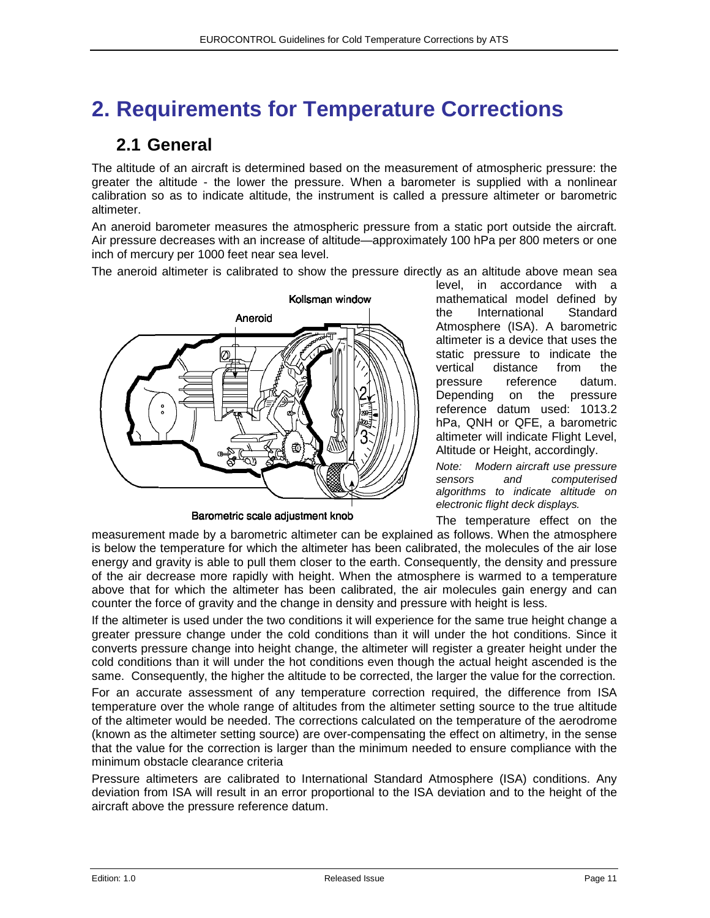# 2. Requirements for Temperature Corrections

## 2.1 General

The altitude of an aircraft is determined based on the measurement of atmospheric pressure: the greater the altitude - the lower the pressure. When a barometer is supplied with a nonlinear calibration so as to indicate altitude, the instrument is called a pressure altimeter or barometric altimeter.

An aneroid barometer measures the atmospheric pressure from a static port outside the aircraft. Air pressure decreases with an increase of altitude—approximately 100 hPa per 800 meters or one inch of mercury per 1000 feet near sea level.

The aneroid altimeter is calibrated to show the pressure directly as an altitude above mean sea level, in accordance with a mathematical model defined by the International Standard Atmosphere (ISA). A barometric altimeter is a device that uses the static pressure to indicate the vertical distance from the pressure reference datum. Depending on the pressure reference datum used: 1013.2 hPa, QNH or QFE, a barometric altimeter will indicate Flight Level, Altitude or Height, accordingly.

*Note: Modern aircraft use pressure sensors and computerised algorithms to indicate altitude on electronic flight deck displays.*

The temperature effect on the measurement made by a barometric altimeter can be explained as follows. When the atmosphere is below the temperature for which the altimeter has been calibrated, the molecules of the air lose energy and gravity is able to pull them closer to the earth. Consequently, the density and pressure of the air decrease more rapidly with height. When the atmosphere is warmed to a temperature above that for which the altimeter has been calibrated, the air molecules gain energy and can counter the force of gravity and the change in density and pressure with height is less.

If the altimeter is used under the two conditions it will experience for the same true height change a greater pressure change under the cold conditions than it will under the hot conditions. Since it converts pressure change into height change, the altimeter will register a greater height under the cold conditions than it will under the hot conditions even though the actual height ascended is the same. Consequently, the higher the altitude to be corrected, the larger the value for the correction.

For an accurate assessment of any temperature correction required, the difference from ISA temperature over the whole range of altitudes from the altimeter setting source to the true altitude of the altimeter would be needed. The corrections calculated on the temperature of the aerodrome (known as the altimeter setting source) are over-compensating the effect on altimetry, in the sense that the value for the correction is larger than the minimum needed to ensure compliance with the minimum obstacle clearance criteria

Pressure altimeters are calibrated to International Standard Atmosphere (ISA) conditions. Any deviation from ISA will result in an error proportional to the ISA deviation and to the height of the aircraft above the pressure reference datum.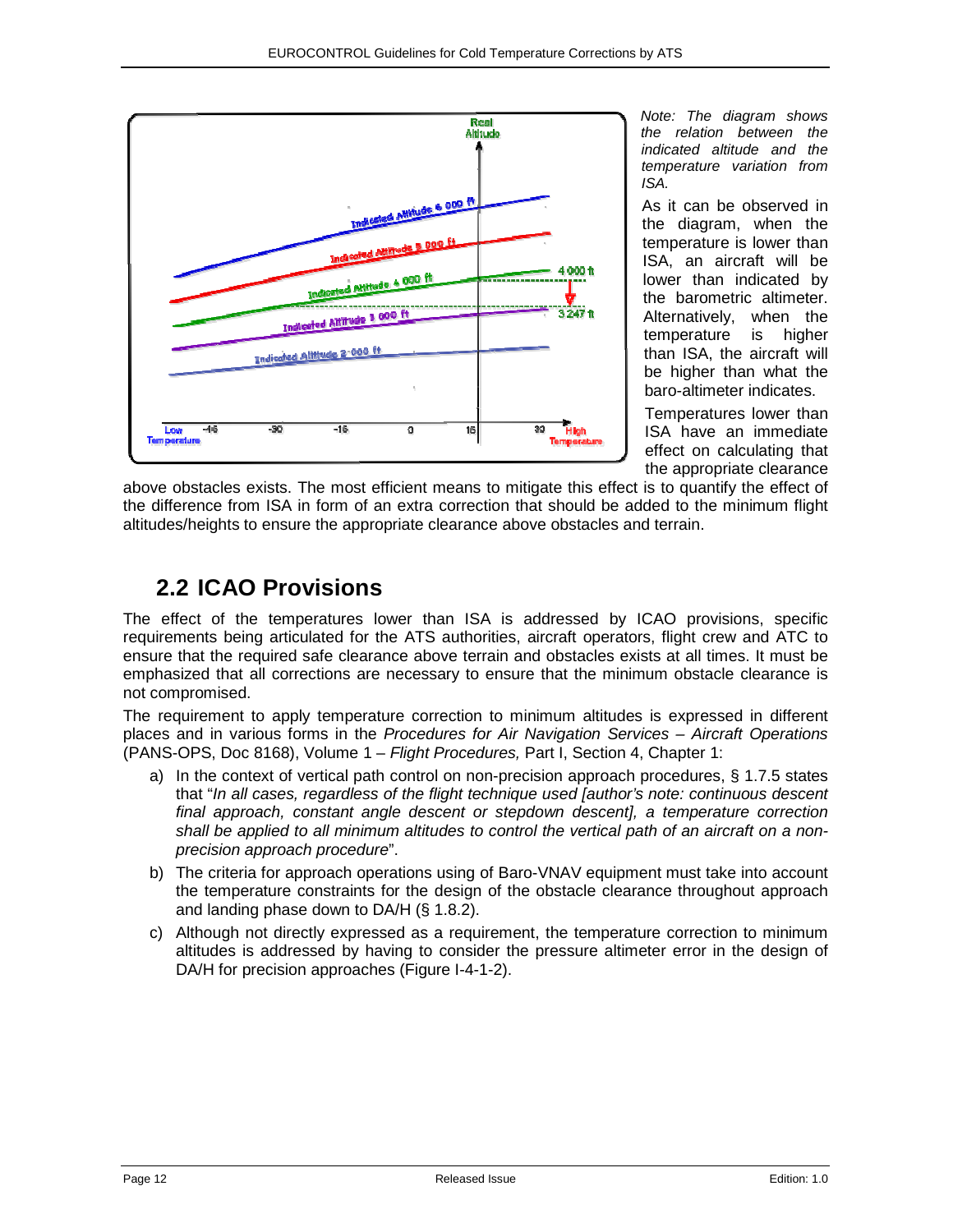*Note: The diagram shows the relation between the indicated altitude and the temperature variation from ISA.*

As it can be observed in the diagram, when the temperature is lower than ISA, an aircraft will be lower than indicated by the barometric altimeter. Alternatively, when the temperature is higher than ISA, the aircraft will be higher than what the baro-altimeter indicates.

Temperatures lower than ISA have an immediate effect on calculating that the appropriate clearance above obstacles exists. The most efficient means to mitigate this effect is to quantify the effect of the difference from ISA in form of an extra correction that should be added to the minimum flight altitudes/heights to ensure the appropriate clearance above obstacles and terrain.

## 2.2 ICAO Provisions

The effect of the temperatures lower than ISA is addressed by ICAO provisions, specific requirements being articulated for the ATS authorities, aircraft operators, flight crew and ATC to ensure that the required safe clearance above terrain and obstacles exists at all times. It must be emphasized that all corrections are necessary to ensure that the minimum obstacle clearance is not compromised.

The requirement to apply temperature correction to minimum altitudes is expressed in different places and in various forms in the *Procedures for Air Navigation Services – Aircraft Operations* (PANS-OPS, Doc 8168), Volume 1 – *Flight Procedures,* Part I, Section 4, Chapter 1:

a) In the context of vertical path control on non-precision approach procedures, § 1.7.5 states that "*In all cases, regardless of the flight technique used [author's note: continuous descent final approach, constant angle descent or stepdown descent], a temperature correction shall be applied to all minimum altitudes to control the vertical path of an aircraft on a non-precision approach procedure*".

b) The criteria for approach operations using of Baro-VNAV equipment must take into account the temperature constraints for the design of the obstacle clearance throughout approach and landing phase down to DA/H (§ 1.8.2).

c) Although not directly expressed as a requirement, the temperature correction to minimum altitudes is addressed by having to consider the pressure altimeter error in the design of DA/H for precision approaches (Figure I-4-1-2).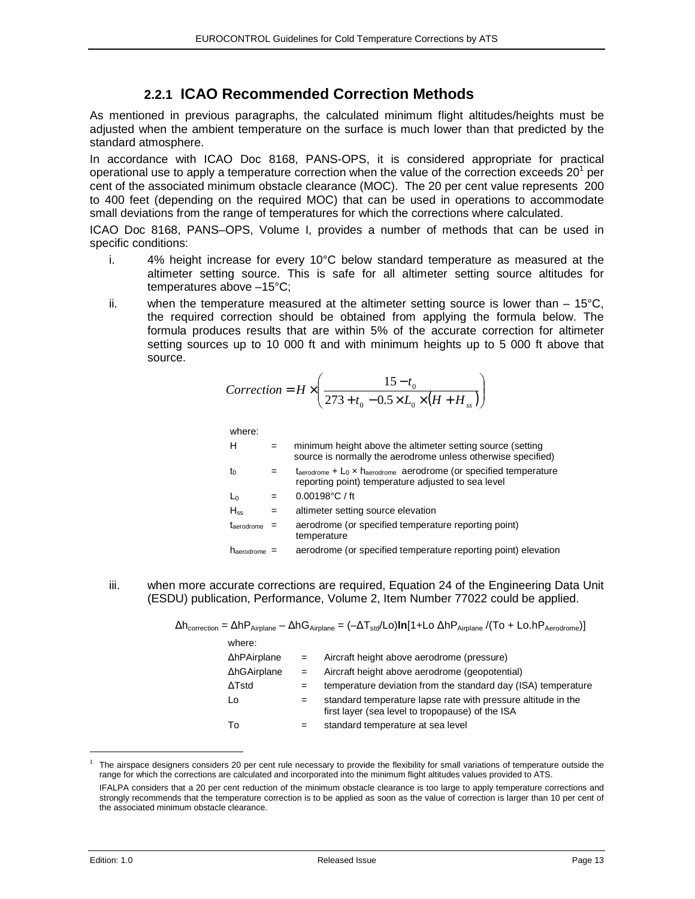### 2.2.1 ICAO Recommended Correction Methods

As mentioned in previous paragraphs, the calculated minimum flight altitudes/heights must be adjusted when the ambient temperature on the surface is much lower than that predicted by the standard atmosphere.

In accordance with ICAO Doc 8168, PANS-OPS, it is considered appropriate for practical operational use to apply a temperature correction when the value of the correction exceeds 20[1] per cent of the associated minimum obstacle clearance (MOC). The 20 per cent value represents 200 to 400 feet (depending on the required MOC) that can be used in operations to accommodate small deviations from the range of temperatures for which the corrections where calculated.

ICAO Doc 8168, PANS–OPS, Volume I, provides a number of methods that can be used in specific conditions:

i. 4% height increase for every 10°C below standard temperature as measured at the altimeter setting source. This is safe for all altimeter setting source altitudes for temperatures above –15°C;

ii. when the temperature measured at the altimeter setting source is lower than – 15°C, the required correction should be obtained from applying the formula below. The formula produces results that are within 5% of the accurate correction for altimeter setting sources up to 10 000 ft and with minimum heights up to 5 000 ft above that source.

$$Correction = H \times \left( \frac{15 - t_0}{273 + t_0 - 0.5 \times L_0 \times (H + H_{ss})} \right)$$

where:

| | | |
|---|---|---|
| $H$ | = | minimum height above the altimeter setting source (setting source is normally the aerodrome unless otherwise specified) |
| $t_0$ | = | $t_{aerodrome} + L_0 \times h_{aerodrome}$ aerodrome (or specified temperature reporting point) temperature adjusted to sea level |
| $L_0$ | = | 0.00198°C / ft |
| $H_{ss}$ | = | altimeter setting source elevation |
| $t_{aerodrome}$ | = | aerodrome (or specified temperature reporting point) temperature |
| $h_{aerodrome}$ | = | aerodrome (or specified temperature reporting point) elevation |

iii. when more accurate corrections are required, Equation 24 of the Engineering Data Unit (ESDU) publication, Performance, Volume 2, Item Number 77022 could be applied.

$$\Delta h_{correction} = \Delta hP_{Airplane} - \Delta hG_{Airplane} = (-\Delta T_{std}/Lo)\mathbf{ln}[1 + Lo\ \Delta hP_{Airplane} / (To + Lo.hP_{Aerodrome})]$$

where:

| | | |
|---|---|---|
| ΔhPAirplane | = | Aircraft height above aerodrome (pressure) |
| ΔhGAirplane | = | Aircraft height above aerodrome (geopotential) |
| ΔTstd | = | temperature deviation from the standard day (ISA) temperature |
| Lo | = | standard temperature lapse rate with pressure altitude in the first layer (sea level to tropopause) of the ISA |
| To | = | standard temperature at sea level |

[1] The airspace designers considers 20 per cent rule necessary to provide the flexibility for small variations of temperature outside the range for which the corrections are calculated and incorporated into the minimum flight altitudes values provided to ATS.

IFALPA considers that a 20 per cent reduction of the minimum obstacle clearance is too large to apply temperature corrections and strongly recommends that the temperature correction is to be applied as soon as the value of correction is larger than 10 per cent of the associated minimum obstacle clearance.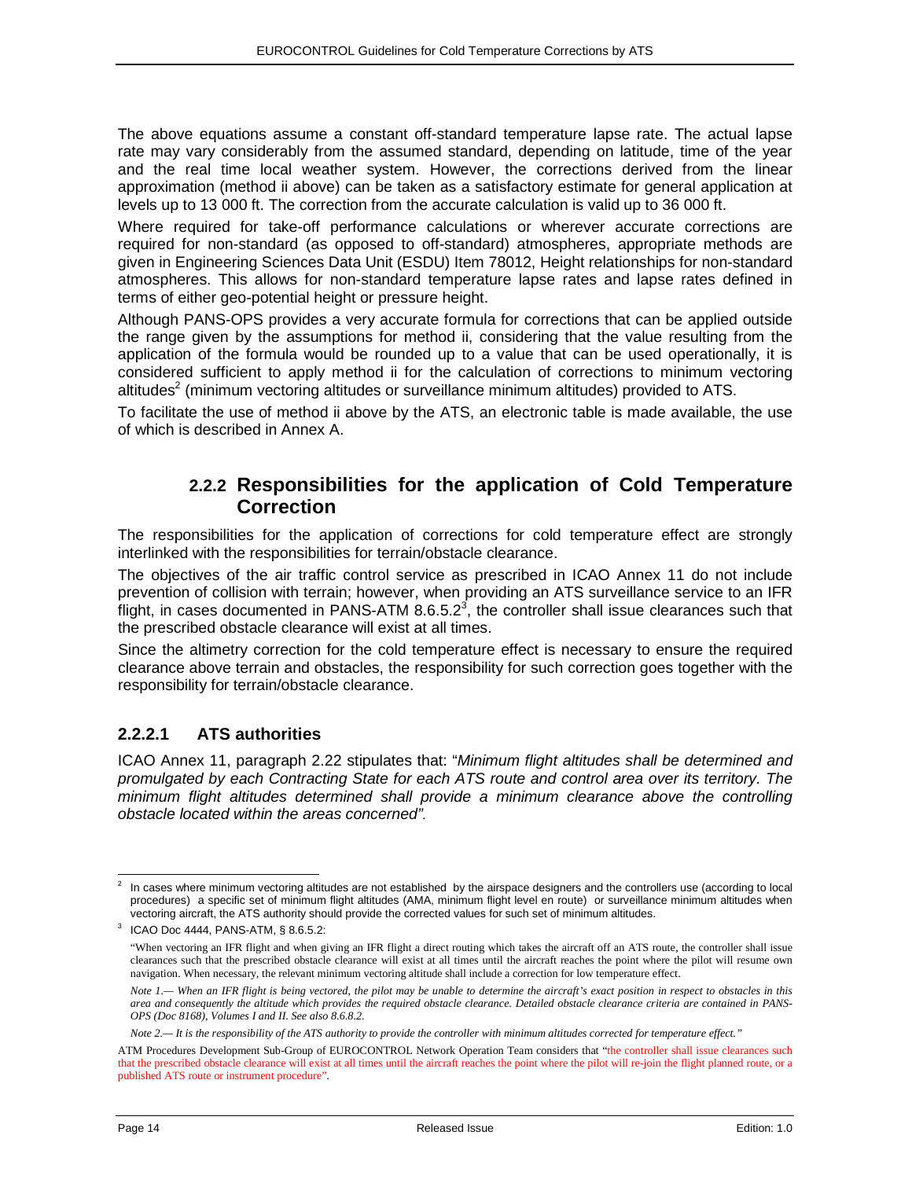The above equations assume a constant off-standard temperature lapse rate. The actual lapse rate may vary considerably from the assumed standard, depending on latitude, time of the year and the real time local weather system. However, the corrections derived from the linear approximation (method ii above) can be taken as a satisfactory estimate for general application at levels up to 13 000 ft. The correction from the accurate calculation is valid up to 36 000 ft.

Where required for take-off performance calculations or wherever accurate corrections are required for non-standard (as opposed to off-standard) atmospheres, appropriate methods are given in Engineering Sciences Data Unit (ESDU) Item 78012, Height relationships for non-standard atmospheres. This allows for non-standard temperature lapse rates and lapse rates defined in terms of either geo-potential height or pressure height.

Although PANS-OPS provides a very accurate formula for corrections that can be applied outside the range given by the assumptions for method ii, considering that the value resulting from the application of the formula would be rounded up to a value that can be used operationally, it is considered sufficient to apply method ii for the calculation of corrections to minimum vectoring altitudes[2] (minimum vectoring altitudes or surveillance minimum altitudes) provided to ATS.

To facilitate the use of method ii above by the ATS, an electronic table is made available, the use of which is described in Annex A.

### 2.2.2 Responsibilities for the application of Cold Temperature Correction

The responsibilities for the application of corrections for cold temperature effect are strongly interlinked with the responsibilities for terrain/obstacle clearance.

The objectives of the air traffic control service as prescribed in ICAO Annex 11 do not include prevention of collision with terrain; however, when providing an ATS surveillance service to an IFR flight, in cases documented in PANS-ATM 8.6.5.2[3], the controller shall issue clearances such that the prescribed obstacle clearance will exist at all times.

Since the altimetry correction for the cold temperature effect is necessary to ensure the required clearance above terrain and obstacles, the responsibility for such correction goes together with the responsibility for terrain/obstacle clearance.

#### 2.2.2.1 ATS authorities

ICAO Annex 11, paragraph 2.22 stipulates that: "*Minimum flight altitudes shall be determined and promulgated by each Contracting State for each ATS route and control area over its territory. The minimum flight altitudes determined shall provide a minimum clearance above the controlling obstacle located within the areas concerned".*

---

[2] In cases where minimum vectoring altitudes are not established by the airspace designers and the controllers use (according to local procedures) a specific set of minimum flight altitudes (AMA, minimum flight level en route) or surveillance minimum altitudes when vectoring aircraft, the ATS authority should provide the corrected values for such set of minimum altitudes.

[3] ICAO Doc 4444, PANS-ATM, § 8.6.5.2:

"When vectoring an IFR flight and when giving an IFR flight a direct routing which takes the aircraft off an ATS route, the controller shall issue clearances such that the prescribed obstacle clearance will exist at all times until the aircraft reaches the point where the pilot will resume own navigation. When necessary, the relevant minimum vectoring altitude shall include a correction for low temperature effect.

*Note 1.— When an IFR flight is being vectored, the pilot may be unable to determine the aircraft's exact position in respect to obstacles in this area and consequently the altitude which provides the required obstacle clearance. Detailed obstacle clearance criteria are contained in PANS-OPS (Doc 8168), Volumes I and II. See also 8.6.8.2.*

*Note 2.— It is the responsibility of the ATS authority to provide the controller with minimum altitudes corrected for temperature effect."*

ATM Procedures Development Sub-Group of EUROCONTROL Network Operation Team considers that "the controller shall issue clearances such that the prescribed obstacle clearance will exist at all times until the aircraft reaches the point where the pilot will re-join the flight planned route, or a published ATS route or instrument procedure".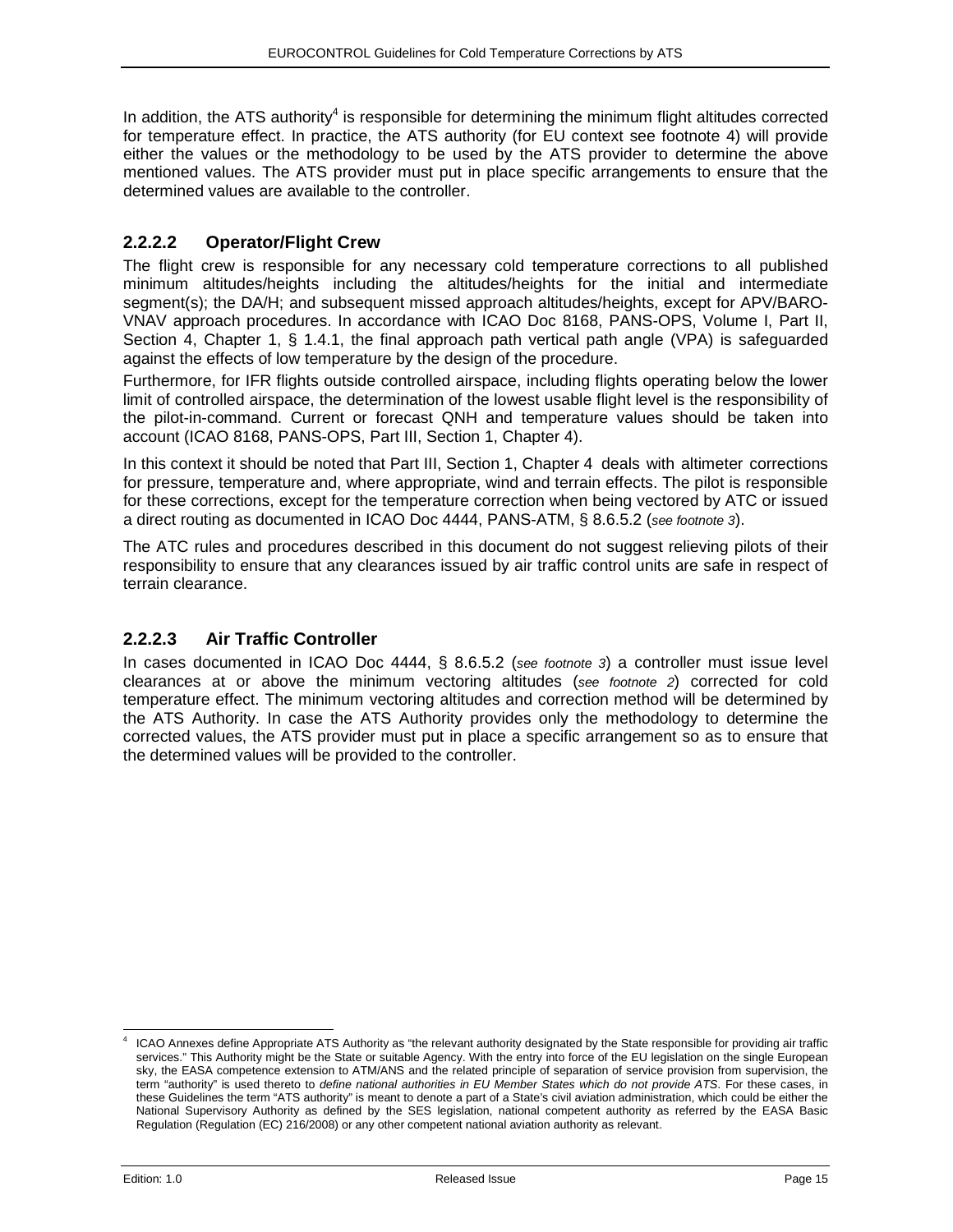In addition, the ATS authority[4] is responsible for determining the minimum flight altitudes corrected for temperature effect. In practice, the ATS authority (for EU context see footnote 4) will provide either the values or the methodology to be used by the ATS provider to determine the above mentioned values. The ATS provider must put in place specific arrangements to ensure that the determined values are available to the controller.

### 2.2.2.2 Operator/Flight Crew

The flight crew is responsible for any necessary cold temperature corrections to all published minimum altitudes/heights including the altitudes/heights for the initial and intermediate segment(s); the DA/H; and subsequent missed approach altitudes/heights, except for APV/BARO-VNAV approach procedures. In accordance with ICAO Doc 8168, PANS-OPS, Volume I, Part II, Section 4, Chapter 1, § 1.4.1, the final approach path vertical path angle (VPA) is safeguarded against the effects of low temperature by the design of the procedure.

Furthermore, for IFR flights outside controlled airspace, including flights operating below the lower limit of controlled airspace, the determination of the lowest usable flight level is the responsibility of the pilot-in-command. Current or forecast QNH and temperature values should be taken into account (ICAO 8168, PANS-OPS, Part III, Section 1, Chapter 4).

In this context it should be noted that Part III, Section 1, Chapter 4 deals with altimeter corrections for pressure, temperature and, where appropriate, wind and terrain effects. The pilot is responsible for these corrections, except for the temperature correction when being vectored by ATC or issued a direct routing as documented in ICAO Doc 4444, PANS-ATM, § 8.6.5.2 (*see footnote 3*).

The ATC rules and procedures described in this document do not suggest relieving pilots of their responsibility to ensure that any clearances issued by air traffic control units are safe in respect of terrain clearance.

### 2.2.2.3 Air Traffic Controller

In cases documented in ICAO Doc 4444, § 8.6.5.2 (*see footnote 3*) a controller must issue level clearances at or above the minimum vectoring altitudes (*see footnote 2*) corrected for cold temperature effect. The minimum vectoring altitudes and correction method will be determined by the ATS Authority. In case the ATS Authority provides only the methodology to determine the corrected values, the ATS provider must put in place a specific arrangement so as to ensure that the determined values will be provided to the controller.

---

[4] ICAO Annexes define Appropriate ATS Authority as "the relevant authority designated by the State responsible for providing air traffic services." This Authority might be the State or suitable Agency. With the entry into force of the EU legislation on the single European sky, the EASA competence extension to ATM/ANS and the related principle of separation of service provision from supervision, the term "authority" is used thereto to *define national authorities in EU Member States which do not provide ATS*. For these cases, in these Guidelines the term "ATS authority" is meant to denote a part of a State's civil aviation administration, which could be either the National Supervisory Authority as defined by the SES legislation, national competent authority as referred by the EASA Basic Regulation (Regulation (EC) 216/2008) or any other competent national aviation authority as relevant.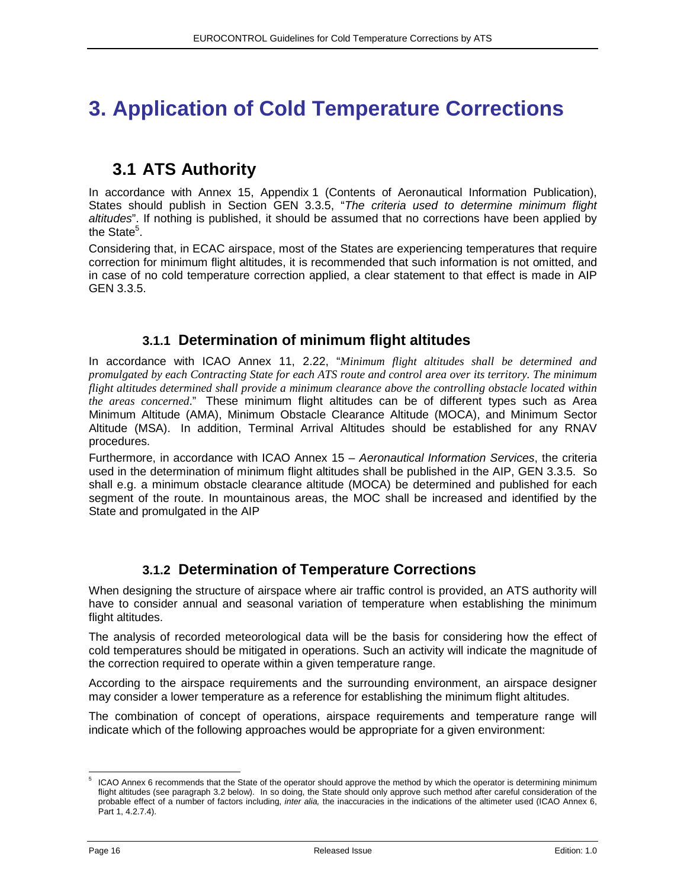# 3. Application of Cold Temperature Corrections

## 3.1 ATS Authority

In accordance with Annex 15, Appendix 1 (Contents of Aeronautical Information Publication), States should publish in Section GEN 3.3.5, "*The criteria used to determine minimum flight altitudes*". If nothing is published, it should be assumed that no corrections have been applied by the State[5].

Considering that, in ECAC airspace, most of the States are experiencing temperatures that require correction for minimum flight altitudes, it is recommended that such information is not omitted, and in case of no cold temperature correction applied, a clear statement to that effect is made in AIP GEN 3.3.5.

### 3.1.1 Determination of minimum flight altitudes

In accordance with ICAO Annex 11, 2.22, "*Minimum flight altitudes shall be determined and promulgated by each Contracting State for each ATS route and control area over its territory. The minimum flight altitudes determined shall provide a minimum clearance above the controlling obstacle located within the areas concerned*." These minimum flight altitudes can be of different types such as Area Minimum Altitude (AMA), Minimum Obstacle Clearance Altitude (MOCA), and Minimum Sector Altitude (MSA). In addition, Terminal Arrival Altitudes should be established for any RNAV procedures.

Furthermore, in accordance with ICAO Annex 15 – *Aeronautical Information Services*, the criteria used in the determination of minimum flight altitudes shall be published in the AIP, GEN 3.3.5. So shall e.g. a minimum obstacle clearance altitude (MOCA) be determined and published for each segment of the route. In mountainous areas, the MOC shall be increased and identified by the State and promulgated in the AIP

### 3.1.2 Determination of Temperature Corrections

When designing the structure of airspace where air traffic control is provided, an ATS authority will have to consider annual and seasonal variation of temperature when establishing the minimum flight altitudes.

The analysis of recorded meteorological data will be the basis for considering how the effect of cold temperatures should be mitigated in operations. Such an activity will indicate the magnitude of the correction required to operate within a given temperature range.

According to the airspace requirements and the surrounding environment, an airspace designer may consider a lower temperature as a reference for establishing the minimum flight altitudes.

The combination of concept of operations, airspace requirements and temperature range will indicate which of the following approaches would be appropriate for a given environment:

---

[5] ICAO Annex 6 recommends that the State of the operator should approve the method by which the operator is determining minimum flight altitudes (see paragraph 3.2 below). In so doing, the State should only approve such method after careful consideration of the probable effect of a number of factors including, *inter alia,* the inaccuracies in the indications of the altimeter used (ICAO Annex 6, Part 1, 4.2.7.4).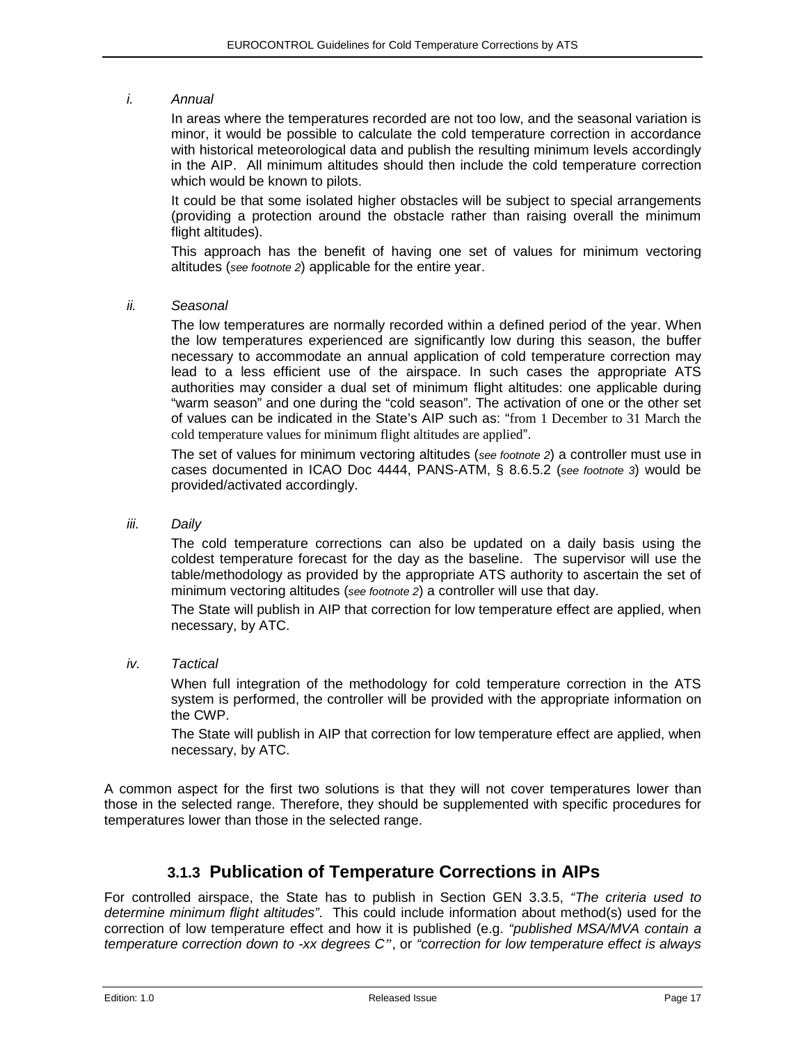*i. Annual*

In areas where the temperatures recorded are not too low, and the seasonal variation is minor, it would be possible to calculate the cold temperature correction in accordance with historical meteorological data and publish the resulting minimum levels accordingly in the AIP. All minimum altitudes should then include the cold temperature correction which would be known to pilots.

It could be that some isolated higher obstacles will be subject to special arrangements (providing a protection around the obstacle rather than raising overall the minimum flight altitudes).

This approach has the benefit of having one set of values for minimum vectoring altitudes (*see footnote 2*) applicable for the entire year.

*ii. Seasonal*

The low temperatures are normally recorded within a defined period of the year. When the low temperatures experienced are significantly low during this season, the buffer necessary to accommodate an annual application of cold temperature correction may lead to a less efficient use of the airspace. In such cases the appropriate ATS authorities may consider a dual set of minimum flight altitudes: one applicable during "warm season" and one during the "cold season". The activation of one or the other set of values can be indicated in the State's AIP such as: "from 1 December to 31 March the cold temperature values for minimum flight altitudes are applied".

The set of values for minimum vectoring altitudes (*see footnote 2*) a controller must use in cases documented in ICAO Doc 4444, PANS-ATM, § 8.6.5.2 (*see footnote 3*) would be provided/activated accordingly.

*iii. Daily*

The cold temperature corrections can also be updated on a daily basis using the coldest temperature forecast for the day as the baseline. The supervisor will use the table/methodology as provided by the appropriate ATS authority to ascertain the set of minimum vectoring altitudes (*see footnote 2*) a controller will use that day.

The State will publish in AIP that correction for low temperature effect are applied, when necessary, by ATC.

*iv. Tactical*

When full integration of the methodology for cold temperature correction in the ATS system is performed, the controller will be provided with the appropriate information on the CWP.

The State will publish in AIP that correction for low temperature effect are applied, when necessary, by ATC.

A common aspect for the first two solutions is that they will not cover temperatures lower than those in the selected range. Therefore, they should be supplemented with specific procedures for temperatures lower than those in the selected range.

### 3.1.3 Publication of Temperature Corrections in AIPs

For controlled airspace, the State has to publish in Section GEN 3.3.5, *"The criteria used to determine minimum flight altitudes"*. This could include information about method(s) used for the correction of low temperature effect and how it is published (e.g. *"published MSA/MVA contain a temperature correction down to -xx degrees C"*, or *"correction for low temperature effect is always*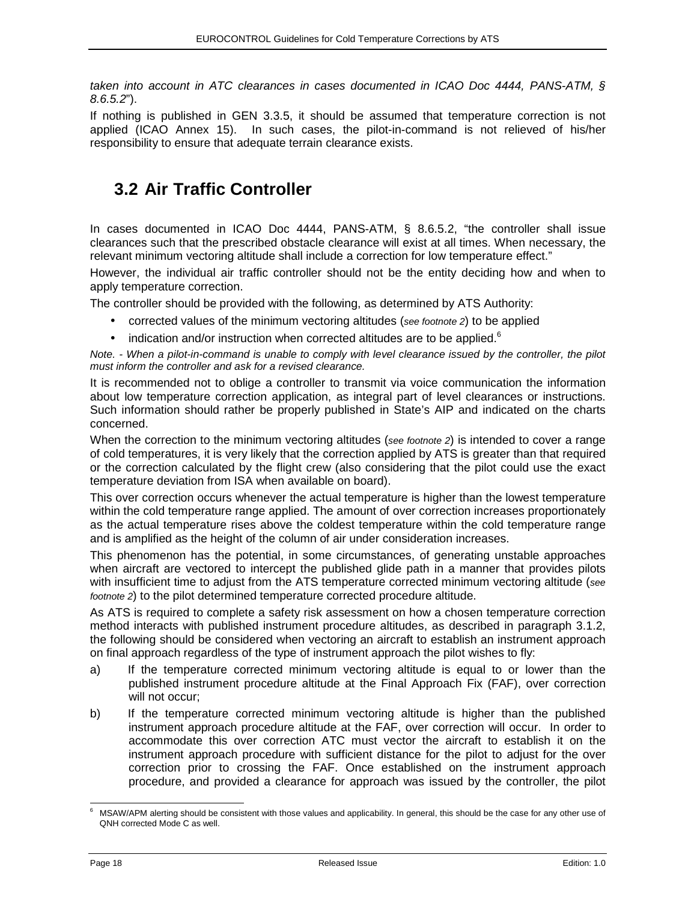*taken into account in ATC clearances in cases documented in ICAO Doc 4444, PANS-ATM, § 8.6.5.2*").

If nothing is published in GEN 3.3.5, it should be assumed that temperature correction is not applied (ICAO Annex 15). In such cases, the pilot-in-command is not relieved of his/her responsibility to ensure that adequate terrain clearance exists.

## 3.2 Air Traffic Controller

In cases documented in ICAO Doc 4444, PANS-ATM, § 8.6.5.2, "the controller shall issue clearances such that the prescribed obstacle clearance will exist at all times. When necessary, the relevant minimum vectoring altitude shall include a correction for low temperature effect."

However, the individual air traffic controller should not be the entity deciding how and when to apply temperature correction.

The controller should be provided with the following, as determined by ATS Authority:

- corrected values of the minimum vectoring altitudes (*see footnote 2*) to be applied
- indication and/or instruction when corrected altitudes are to be applied.[6]

*Note. - When a pilot-in-command is unable to comply with level clearance issued by the controller, the pilot must inform the controller and ask for a revised clearance.*

It is recommended not to oblige a controller to transmit via voice communication the information about low temperature correction application, as integral part of level clearances or instructions. Such information should rather be properly published in State's AIP and indicated on the charts concerned.

When the correction to the minimum vectoring altitudes (*see footnote 2*) is intended to cover a range of cold temperatures, it is very likely that the correction applied by ATS is greater than that required or the correction calculated by the flight crew (also considering that the pilot could use the exact temperature deviation from ISA when available on board).

This over correction occurs whenever the actual temperature is higher than the lowest temperature within the cold temperature range applied. The amount of over correction increases proportionately as the actual temperature rises above the coldest temperature within the cold temperature range and is amplified as the height of the column of air under consideration increases.

This phenomenon has the potential, in some circumstances, of generating unstable approaches when aircraft are vectored to intercept the published glide path in a manner that provides pilots with insufficient time to adjust from the ATS temperature corrected minimum vectoring altitude (*see footnote 2*) to the pilot determined temperature corrected procedure altitude.

As ATS is required to complete a safety risk assessment on how a chosen temperature correction method interacts with published instrument procedure altitudes, as described in paragraph 3.1.2, the following should be considered when vectoring an aircraft to establish an instrument approach on final approach regardless of the type of instrument approach the pilot wishes to fly:

a) If the temperature corrected minimum vectoring altitude is equal to or lower than the published instrument procedure altitude at the Final Approach Fix (FAF), over correction will not occur;

b) If the temperature corrected minimum vectoring altitude is higher than the published instrument approach procedure altitude at the FAF, over correction will occur. In order to accommodate this over correction ATC must vector the aircraft to establish it on the instrument approach procedure with sufficient distance for the pilot to adjust for the over correction prior to crossing the FAF. Once established on the instrument approach procedure, and provided a clearance for approach was issued by the controller, the pilot

---

[6] MSAW/APM alerting should be consistent with those values and applicability. In general, this should be the case for any other use of QNH corrected Mode C as well.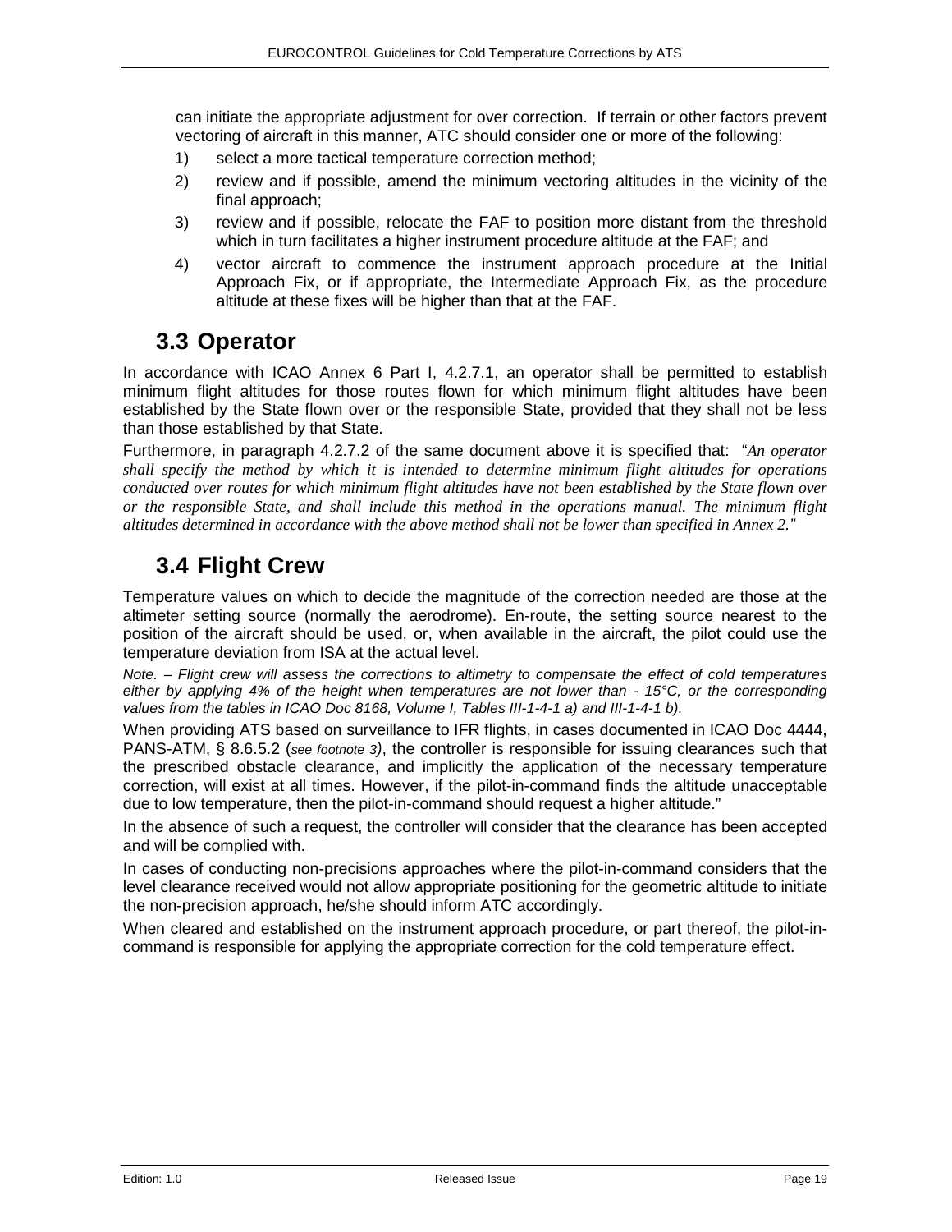can initiate the appropriate adjustment for over correction. If terrain or other factors prevent vectoring of aircraft in this manner, ATC should consider one or more of the following:

1) select a more tactical temperature correction method;
2) review and if possible, amend the minimum vectoring altitudes in the vicinity of the final approach;
3) review and if possible, relocate the FAF to position more distant from the threshold which in turn facilitates a higher instrument procedure altitude at the FAF; and
4) vector aircraft to commence the instrument approach procedure at the Initial Approach Fix, or if appropriate, the Intermediate Approach Fix, as the procedure altitude at these fixes will be higher than that at the FAF.

## 3.3 Operator

In accordance with ICAO Annex 6 Part I, 4.2.7.1, an operator shall be permitted to establish minimum flight altitudes for those routes flown for which minimum flight altitudes have been established by the State flown over or the responsible State, provided that they shall not be less than those established by that State.

Furthermore, in paragraph 4.2.7.2 of the same document above it is specified that: "*An operator shall specify the method by which it is intended to determine minimum flight altitudes for operations conducted over routes for which minimum flight altitudes have not been established by the State flown over or the responsible State, and shall include this method in the operations manual. The minimum flight altitudes determined in accordance with the above method shall not be lower than specified in Annex 2.*"

## 3.4 Flight Crew

Temperature values on which to decide the magnitude of the correction needed are those at the altimeter setting source (normally the aerodrome). En-route, the setting source nearest to the position of the aircraft should be used, or, when available in the aircraft, the pilot could use the temperature deviation from ISA at the actual level.

*Note. – Flight crew will assess the corrections to altimetry to compensate the effect of cold temperatures either by applying 4% of the height when temperatures are not lower than - 15°C, or the corresponding values from the tables in ICAO Doc 8168, Volume I, Tables III-1-4-1 a) and III-1-4-1 b).*

When providing ATS based on surveillance to IFR flights, in cases documented in ICAO Doc 4444, PANS-ATM, § 8.6.5.2 (*see footnote 3)*, the controller is responsible for issuing clearances such that the prescribed obstacle clearance, and implicitly the application of the necessary temperature correction, will exist at all times. However, if the pilot-in-command finds the altitude unacceptable due to low temperature, then the pilot-in-command should request a higher altitude."

In the absence of such a request, the controller will consider that the clearance has been accepted and will be complied with.

In cases of conducting non-precisions approaches where the pilot-in-command considers that the level clearance received would not allow appropriate positioning for the geometric altitude to initiate the non-precision approach, he/she should inform ATC accordingly.

When cleared and established on the instrument approach procedure, or part thereof, the pilot-in-command is responsible for applying the appropriate correction for the cold temperature effect.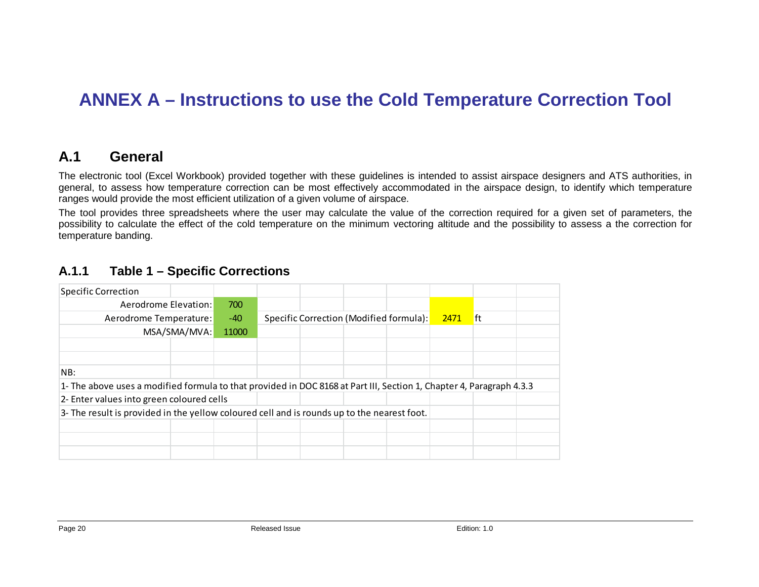# ANNEX A – Instructions to use the Cold Temperature Correction Tool

## A.1 General

The electronic tool (Excel Workbook) provided together with these guidelines is intended to assist airspace designers and ATS authorities, in general, to assess how temperature correction can be most effectively accommodated in the airspace design, to identify which temperature ranges would provide the most efficient utilization of a given volume of airspace.

The tool provides three spreadsheets where the user may calculate the value of the correction required for a given set of parameters, the possibility to calculate the effect of the cold temperature on the minimum vectoring altitude and the possibility to assess a the correction for temperature banding.

### A.1.1 Table 1 – Specific Corrections

| Specific Correction | | | | |
|---|---|---|---|---|
| Aerodrome Elevation: | 700 | | | |
| Aerodrome Temperature: | -40 | Specific Correction (Modified formula): | 2471 | ft |
| MSA/SMA/MVA: | 11000 | | | |
| | | | | |
| | | | | |
| NB: | | | | |
| 1- The above uses a modified formula to that provided in DOC 8168 at Part III, Section 1, Chapter 4, Paragraph 4.3.3 | | | | |
| 2- Enter values into green coloured cells | | | | |
| 3- The result is provided in the yellow coloured cell and is rounds up to the nearest foot. | | | | |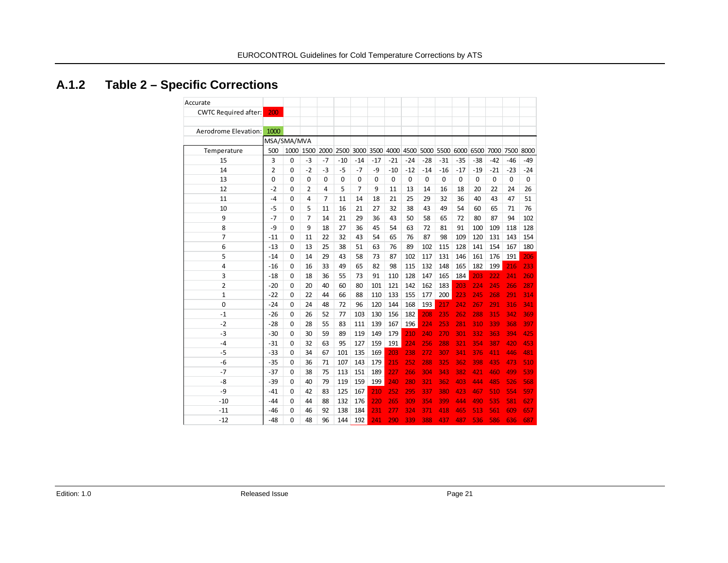## A.1.2 Table 2 – Specific Corrections

Accurate

CWTC Required after: 200

Aerodrome Elevation: 1000

| | MSA/SMA/MVA | | | | | | | | | | | | | | | |
|---|---|---|---|---|---|---|---|---|---|---|---|---|---|---|---|---|
| Temperature | 500 | 1000 | 1500 | 2000 | 2500 | 3000 | 3500 | 4000 | 4500 | 5000 | 5500 | 6000 | 6500 | 7000 | 7500 | 8000 |
| 15 | 3 | 0 | -3 | -7 | -10 | -14 | -17 | -21 | -24 | -28 | -31 | -35 | -38 | -42 | -46 | -49 |
| 14 | 2 | 0 | -2 | -3 | -5 | -7 | -9 | -10 | -12 | -14 | -16 | -17 | -19 | -21 | -23 | -24 |
| 13 | 0 | 0 | 0 | 0 | 0 | 0 | 0 | 0 | 0 | 0 | 0 | 0 | 0 | 0 | 0 | 0 |
| 12 | -2 | 0 | 2 | 4 | 5 | 7 | 9 | 11 | 13 | 14 | 16 | 18 | 20 | 22 | 24 | 26 |
| 11 | -4 | 0 | 4 | 7 | 11 | 14 | 18 | 21 | 25 | 29 | 32 | 36 | 40 | 43 | 47 | 51 |
| 10 | -5 | 0 | 5 | 11 | 16 | 21 | 27 | 32 | 38 | 43 | 49 | 54 | 60 | 65 | 71 | 76 |
| 9 | -7 | 0 | 7 | 14 | 21 | 29 | 36 | 43 | 50 | 58 | 65 | 72 | 80 | 87 | 94 | 102 |
| 8 | -9 | 0 | 9 | 18 | 27 | 36 | 45 | 54 | 63 | 72 | 81 | 91 | 100 | 109 | 118 | 128 |
| 7 | -11 | 0 | 11 | 22 | 32 | 43 | 54 | 65 | 76 | 87 | 98 | 109 | 120 | 131 | 143 | 154 |
| 6 | -13 | 0 | 13 | 25 | 38 | 51 | 63 | 76 | 89 | 102 | 115 | 128 | 141 | 154 | 167 | 180 |
| 5 | -14 | 0 | 14 | 29 | 43 | 58 | 73 | 87 | 102 | 117 | 131 | 146 | 161 | 176 | 191 | 206 |
| 4 | -16 | 0 | 16 | 33 | 49 | 65 | 82 | 98 | 115 | 132 | 148 | 165 | 182 | 199 | 216 | 233 |
| 3 | -18 | 0 | 18 | 36 | 55 | 73 | 91 | 110 | 128 | 147 | 165 | 184 | 203 | 222 | 241 | 260 |
| 2 | -20 | 0 | 20 | 40 | 60 | 80 | 101 | 121 | 142 | 162 | 183 | 203 | 224 | 245 | 266 | 287 |
| 1 | -22 | 0 | 22 | 44 | 66 | 88 | 110 | 133 | 155 | 177 | 200 | 223 | 245 | 268 | 291 | 314 |
| 0 | -24 | 0 | 24 | 48 | 72 | 96 | 120 | 144 | 168 | 193 | 217 | 242 | 267 | 291 | 316 | 341 |
| -1 | -26 | 0 | 26 | 52 | 77 | 103 | 130 | 156 | 182 | 208 | 235 | 262 | 288 | 315 | 342 | 369 |
| -2 | -28 | 0 | 28 | 55 | 83 | 111 | 139 | 167 | 196 | 224 | 253 | 281 | 310 | 339 | 368 | 397 |
| -3 | -30 | 0 | 30 | 59 | 89 | 119 | 149 | 179 | 210 | 240 | 270 | 301 | 332 | 363 | 394 | 425 |
| -4 | -31 | 0 | 32 | 63 | 95 | 127 | 159 | 191 | 224 | 256 | 288 | 321 | 354 | 387 | 420 | 453 |
| -5 | -33 | 0 | 34 | 67 | 101 | 135 | 169 | 203 | 238 | 272 | 307 | 341 | 376 | 411 | 446 | 481 |
| -6 | -35 | 0 | 36 | 71 | 107 | 143 | 179 | 215 | 252 | 288 | 325 | 362 | 398 | 435 | 473 | 510 |
| -7 | -37 | 0 | 38 | 75 | 113 | 151 | 189 | 227 | 266 | 304 | 343 | 382 | 421 | 460 | 499 | 539 |
| -8 | -39 | 0 | 40 | 79 | 119 | 159 | 199 | 240 | 280 | 321 | 362 | 403 | 444 | 485 | 526 | 568 |
| -9 | -41 | 0 | 42 | 83 | 125 | 167 | 210 | 252 | 295 | 337 | 380 | 423 | 467 | 510 | 554 | 597 |
| -10 | -44 | 0 | 44 | 88 | 132 | 176 | 220 | 265 | 309 | 354 | 399 | 444 | 490 | 535 | 581 | 627 |
| -11 | -46 | 0 | 46 | 92 | 138 | 184 | 231 | 277 | 324 | 371 | 418 | 465 | 513 | 561 | 609 | 657 |
| -12 | -48 | 0 | 48 | 96 | 144 | 192 | 241 | 290 | 339 | 388 | 437 | 487 | 536 | 586 | 636 | 687 |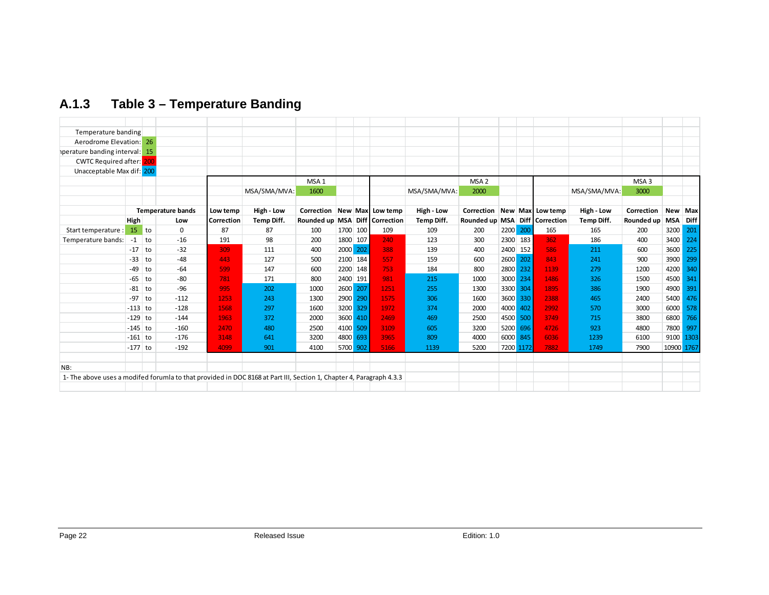## A.1.3 Table 3 – Temperature Banding

| | |
|---|---|
| Temperature banding | |
| Aerodrome Elevation: | 26 |
| Temperature banding interval: | 15 |
| CWTC Required after: | 200 |
| Unacceptable Max dif: | 200 |

| | Temperature bands | | | MSA 1 (MSA/SMA/MVA: 1600) | | | | | MSA 2 (MSA/SMA/MVA: 2000) | | | | | MSA 3 (MSA/SMA/MVA: 3000) | | | | |
|---|---|---|---|---|---|---|---|---|---|---|---|---|---|---|---|---|---|---|
| | High | | Low | Low temp Correction | High - Low Temp Diff. | Correction Rounded up | New MSA | Max Diff | Low temp Correction | High - Low Temp Diff. | Correction Rounded up | New MSA | Max Diff | Low temp Correction | High - Low Temp Diff. | Correction Rounded up | New MSA | Max Diff |
| Start temperature : | 15 | to | 0 | 87 | 87 | 100 | 1700 | 100 | 109 | 109 | 200 | 2200 | 200 | 165 | 165 | 200 | 3200 | 201 |
| Temperature bands: | -1 | to | -16 | 191 | 98 | 200 | 1800 | 107 | 240 | 123 | 300 | 2300 | 183 | 362 | 186 | 400 | 3400 | 224 |
| | -17 | to | -32 | 309 | 111 | 400 | 2000 | 202 | 388 | 139 | 400 | 2400 | 152 | 586 | 211 | 600 | 3600 | 225 |
| | -33 | to | -48 | 443 | 127 | 500 | 2100 | 184 | 557 | 159 | 600 | 2600 | 202 | 843 | 241 | 900 | 3900 | 299 |
| | -49 | to | -64 | 599 | 147 | 600 | 2200 | 148 | 753 | 184 | 800 | 2800 | 232 | 1139 | 279 | 1200 | 4200 | 340 |
| | -65 | to | -80 | 781 | 171 | 800 | 2400 | 191 | 981 | 215 | 1000 | 3000 | 234 | 1486 | 326 | 1500 | 4500 | 341 |
| | -81 | to | -96 | 995 | 202 | 1000 | 2600 | 207 | 1251 | 255 | 1300 | 3300 | 304 | 1895 | 386 | 1900 | 4900 | 391 |
| | -97 | to | -112 | 1253 | 243 | 1300 | 2900 | 290 | 1575 | 306 | 1600 | 3600 | 330 | 2388 | 465 | 2400 | 5400 | 476 |
| | -113 | to | -128 | 1568 | 297 | 1600 | 3200 | 329 | 1972 | 374 | 2000 | 4000 | 402 | 2992 | 570 | 3000 | 6000 | 578 |
| | -129 | to | -144 | 1963 | 372 | 2000 | 3600 | 410 | 2469 | 469 | 2500 | 4500 | 500 | 3749 | 715 | 3800 | 6800 | 766 |
| | -145 | to | -160 | 2470 | 480 | 2500 | 4100 | 509 | 3109 | 605 | 3200 | 5200 | 696 | 4726 | 923 | 4800 | 7800 | 997 |
| | -161 | to | -176 | 3148 | 641 | 3200 | 4800 | 693 | 3965 | 809 | 4000 | 6000 | 845 | 6036 | 1239 | 6100 | 9100 | 1303 |
| | -177 | to | -192 | 4099 | 901 | 4100 | 5700 | 902 | 5166 | 1139 | 5200 | 7200 | 1172 | 7882 | 1749 | 7900 | 10900 | 1767 |

NB:

1- The above uses a modifed forumla to that provided in DOC 8168 at Part III, Section 1, Chapter 4, Paragraph 4.3.3